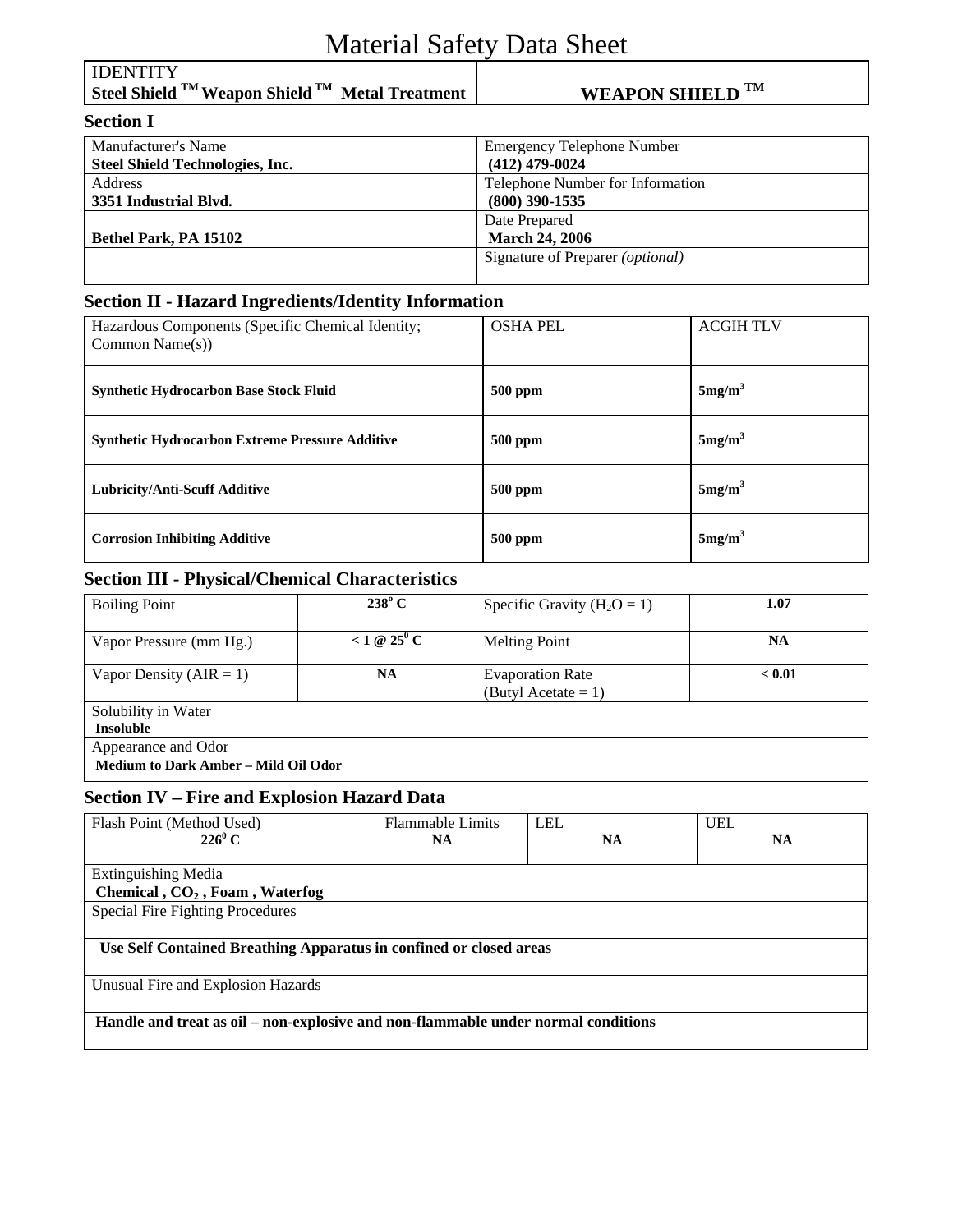# Material Safety Data Sheet

| IDENTITY<br>**Steel Shield ™ Weapon Shield ™ Metal Treatment** | **WEAPON SHIELD ™** |
|---|---|

## Section I

| | |
|---|---|
| Manufacturer's Name<br>**Steel Shield Technologies, Inc.** | Emergency Telephone Number<br>**(412) 479-0024** |
| Address<br>**3351 Industrial Blvd.** | Telephone Number for Information<br>**(800) 390-1535** |
| **Bethel Park, PA 15102** | Date Prepared<br>**March 24, 2006** |
| | Signature of Preparer *(optional)* |

## Section II - Hazard Ingredients/Identity Information

| Hazardous Components (Specific Chemical Identity; Common Name(s)) | OSHA PEL | ACGIH TLV |
|---|---|---|
| **Synthetic Hydrocarbon Base Stock Fluid** | **500 ppm** | **5mg/m$^3$** |
| **Synthetic Hydrocarbon Extreme Pressure Additive** | **500 ppm** | **5mg/m$^3$** |
| **Lubricity/Anti-Scuff Additive** | **500 ppm** | **5mg/m$^3$** |
| **Corrosion Inhibiting Additive** | **500 ppm** | **5mg/m$^3$** |

## Section III - Physical/Chemical Characteristics

| | | | |
|---|---|---|---|
| Boiling Point | **238$^o$ C** | Specific Gravity ($H_2O$ = 1) | **1.07** |
| Vapor Pressure (mm Hg.) | **< 1 @ 25$^0$ C** | Melting Point | **NA** |
| Vapor Density (AIR = 1) | **NA** | Evaporation Rate (Butyl Acetate = 1) | **< 0.01** |
| Solubility in Water<br>**Insoluble** | | | |
| Appearance and Odor<br>**Medium to Dark Amber – Mild Oil Odor** | | | |

## Section IV – Fire and Explosion Hazard Data

| Flash Point (Method Used) | Flammable Limits | LEL | UEL |
|---|---|---|---|
| **226$^0$ C** | **NA** | **NA** | **NA** |
| Extinguishing Media<br>**Chemical , $CO_2$ , Foam , Waterfog** | | | |
| Special Fire Fighting Procedures<br>**Use Self Contained Breathing Apparatus in confined or closed areas** | | | |
| Unusual Fire and Explosion Hazards<br>**Handle and treat as oil – non-explosive and non-flammable under normal conditions** | | | |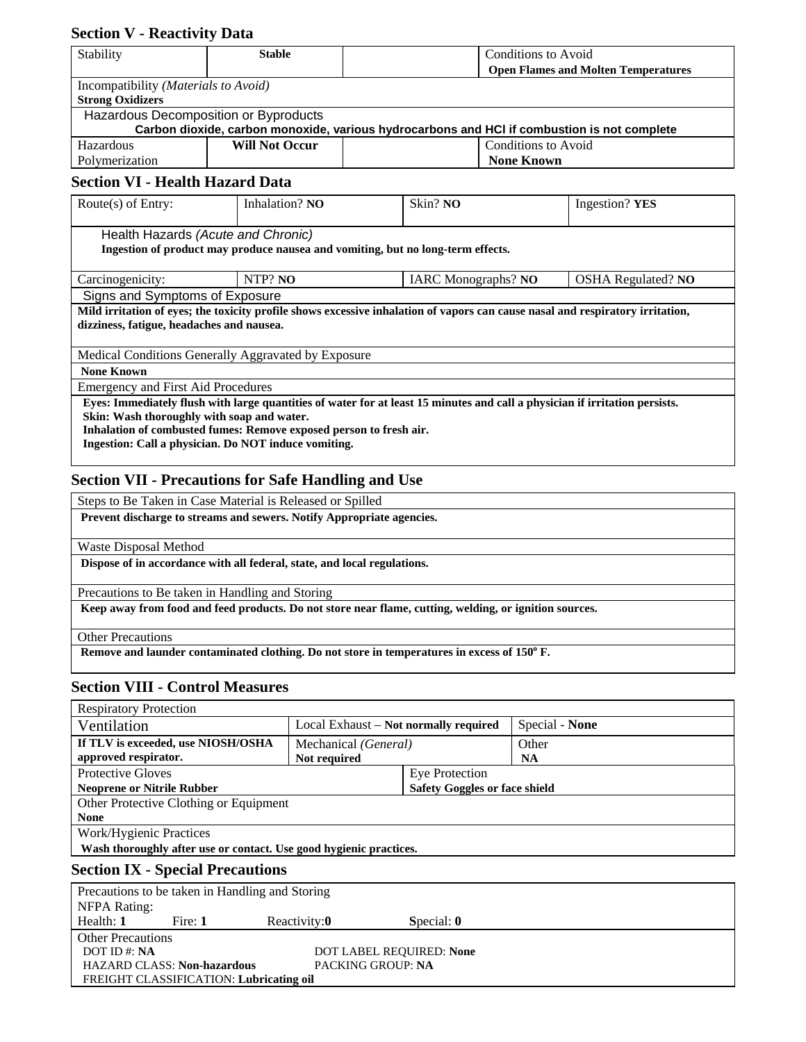## Section V - Reactivity Data

| | | | |
|---|---|---|---|
| Stability | **Stable** | | Conditions to Avoid<br>**Open Flames and Molten Temperatures** |
| Incompatibility *(Materials to Avoid)*<br>**Strong Oxidizers** | | | |
| Hazardous Decomposition or Byproducts<br>**Carbon dioxide, carbon monoxide, various hydrocarbons and HCl if combustion is not complete** | | | |
| Hazardous Polymerization | **Will Not Occur** | | Conditions to Avoid<br>**None Known** |

## Section VI - Health Hazard Data

| | | | |
|---|---|---|---|
| Route(s) of Entry: | Inhalation? **NO** | Skin? **NO** | Ingestion? **YES** |
| Health Hazards *(Acute and Chronic)*<br>**Ingestion of product may produce nausea and vomiting, but no long-term effects.** | | | |
| Carcinogenicity: | NTP? **NO** | IARC Monographs? **NO** | OSHA Regulated? **NO** |
| Signs and Symptoms of Exposure | | | |
| **Mild irritation of eyes; the toxicity profile shows excessive inhalation of vapors can cause nasal and respiratory irritation, dizziness, fatigue, headaches and nausea.** | | | |
| Medical Conditions Generally Aggravated by Exposure | | | |
| **None Known** | | | |
| Emergency and First Aid Procedures | | | |
| **Eyes: Immediately flush with large quantities of water for at least 15 minutes and call a physician if irritation persists.**<br>**Skin: Wash thoroughly with soap and water.**<br>**Inhalation of combusted fumes: Remove exposed person to fresh air.**<br>**Ingestion: Call a physician. Do NOT induce vomiting.** | | | |

## Section VII - Precautions for Safe Handling and Use

| |
|---|
| Steps to Be Taken in Case Material is Released or Spilled |
| **Prevent discharge to streams and sewers. Notify Appropriate agencies.** |
| Waste Disposal Method |
| **Dispose of in accordance with all federal, state, and local regulations.** |
| Precautions to Be taken in Handling and Storing |
| **Keep away from food and feed products. Do not store near flame, cutting, welding, or ignition sources.** |
| Other Precautions |
| **Remove and launder contaminated clothing. Do not store in temperatures in excess of 150° F.** |

## Section VIII - Control Measures

| | | | |
|---|---|---|---|
| Respiratory Protection | | | |
| Ventilation | Local Exhaust – **Not normally required** | | Special - **None** |
| **If TLV is exceeded, use NIOSH/OSHA approved respirator.** | Mechanical *(General)*<br>**Not required** | | Other<br>**NA** |
| Protective Gloves<br>**Neoprene or Nitrile Rubber** | | Eye Protection<br>**Safety Goggles or face shield** | |
| Other Protective Clothing or Equipment<br>**None** | | | |
| Work/Hygienic Practices<br>**Wash thoroughly after use or contact. Use good hygienic practices.** | | | |

## Section IX - Special Precautions

| | | | |
|---|---|---|---|
| Precautions to be taken in Handling and Storing<br>NFPA Rating: | | | |
| Health: **1** | Fire: **1** | Reactivity:**0** | Special: **0** |
| Other Precautions<br>DOT ID #: **NA**<br>HAZARD CLASS: **Non-hazardous**<br>FREIGHT CLASSIFICATION: **Lubricating oil** | | DOT LABEL REQUIRED: **None**<br>PACKING GROUP: **NA** | |